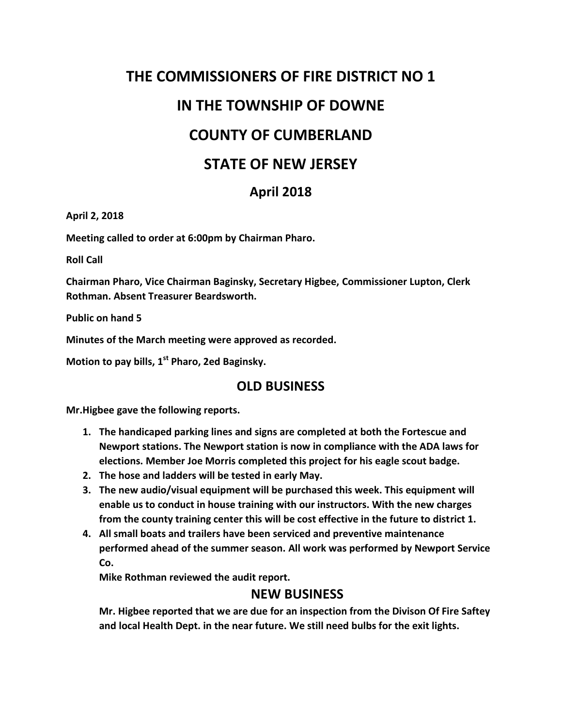# THE COMMISSIONERS OF FIRE DISTRICT NO 1

# IN THE TOWNSHIP OF DOWNE

# COUNTY OF CUMBERLAND

# STATE OF NEW JERSEY

## April 2018

**April 2, 2018**

**Meeting called to order at 6:00pm by Chairman Pharo.**

**Roll Call**

**Chairman Pharo, Vice Chairman Baginsky, Secretary Higbee, Commissioner Lupton, Clerk Rothman. Absent Treasurer Beardsworth.**

**Public on hand 5**

**Minutes of the March meeting were approved as recorded.**

**Motion to pay bills, 1st Pharo, 2ed Baginsky.**

## OLD BUSINESS

**Mr.Higbee gave the following reports.**

1. **The handicaped parking lines and signs are completed at both the Fortescue and Newport stations. The Newport station is now in compliance with the ADA laws for elections. Member Joe Morris completed this project for his eagle scout badge.**
2. **The hose and ladders will be tested in early May.**
3. **The new audio/visual equipment will be purchased this week. This equipment will enable us to conduct in house training with our instructors. With the new charges from the county training center this will be cost effective in the future to district 1.**
4. **All small boats and trailers have been serviced and preventive maintenance performed ahead of the summer season. All work was performed by Newport Service Co.**

   **Mike Rothman reviewed the audit report.**

## NEW BUSINESS

**Mr. Higbee reported that we are due for an inspection from the Divison Of Fire Saftey and local Health Dept. in the near future. We still need bulbs for the exit lights.**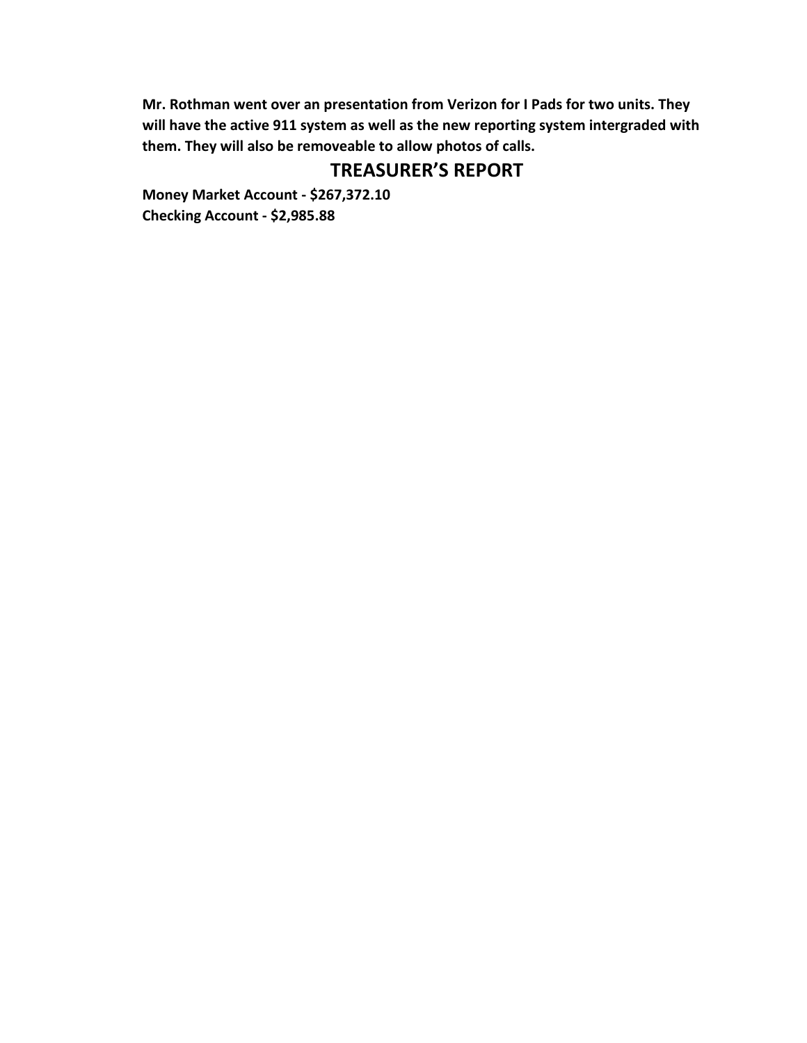**Mr. Rothman went over an presentation from Verizon for I Pads for two units. They will have the active 911 system as well as the new reporting system intergraded with them. They will also be removeable to allow photos of calls.**

## TREASURER'S REPORT

**Money Market Account - $267,372.10**
**Checking Account - $2,985.88**